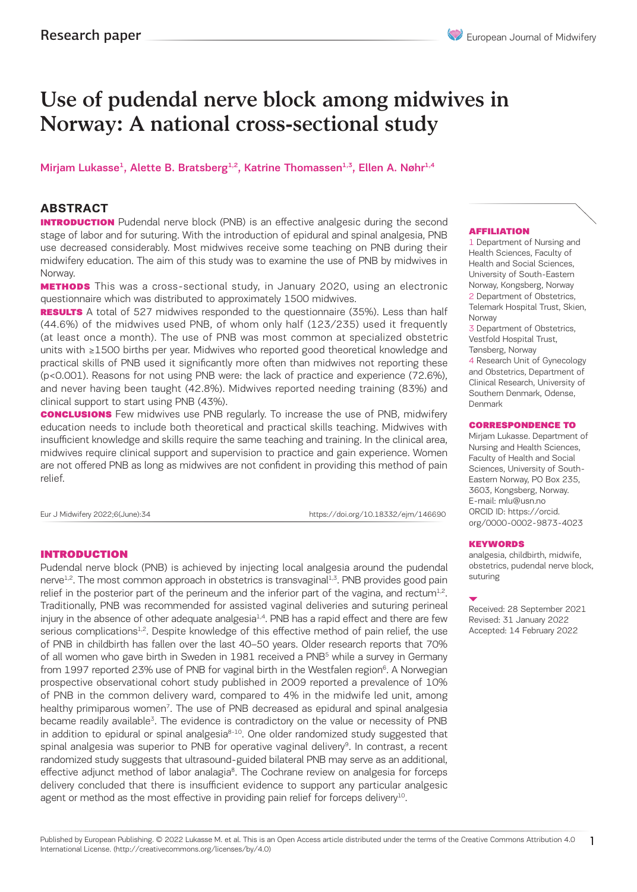Research paper

# Use of pudendal nerve block among midwives in Norway: A national cross-sectional study

Mirjam Lukasse[1], Alette B. Bratsberg[1,2], Katrine Thomassen[1,3], Ellen A. Nøhr[1,4]

## ABSTRACT

**INTRODUCTION** Pudendal nerve block (PNB) is an effective analgesic during the second stage of labor and for suturing. With the introduction of epidural and spinal analgesia, PNB use decreased considerably. Most midwives receive some teaching on PNB during their midwifery education. The aim of this study was to examine the use of PNB by midwives in Norway.

**METHODS** This was a cross-sectional study, in January 2020, using an electronic questionnaire which was distributed to approximately 1500 midwives.

**RESULTS** A total of 527 midwives responded to the questionnaire (35%). Less than half (44.6%) of the midwives used PNB, of whom only half (123/235) used it frequently (at least once a month). The use of PNB was most common at specialized obstetric units with ≥1500 births per year. Midwives who reported good theoretical knowledge and practical skills of PNB used it significantly more often than midwives not reporting these ($p<0.001$). Reasons for not using PNB were: the lack of practice and experience (72.6%), and never having been taught (42.8%). Midwives reported needing training (83%) and clinical support to start using PNB (43%).

**CONCLUSIONS** Few midwives use PNB regularly. To increase the use of PNB, midwifery education needs to include both theoretical and practical skills teaching. Midwives with insufficient knowledge and skills require the same teaching and training. In the clinical area, midwives require clinical support and supervision to practice and gain experience. Women are not offered PNB as long as midwives are not confident in providing this method of pain relief.

Eur J Midwifery 2022;6(June):34 https://doi.org/10.18332/ejm/146690

**AFFILIATION**

1 Department of Nursing and Health Sciences, Faculty of Health and Social Sciences, University of South-Eastern Norway, Kongsberg, Norway
2 Department of Obstetrics, Telemark Hospital Trust, Skien, Norway
3 Department of Obstetrics, Vestfold Hospital Trust, Tønsberg, Norway
4 Research Unit of Gynecology and Obstetrics, Department of Clinical Research, University of Southern Denmark, Odense, Denmark

**CORRESPONDENCE TO**

Mirjam Lukasse. Department of Nursing and Health Sciences, Faculty of Health and Social Sciences, University of South-Eastern Norway, PO Box 235, 3603, Kongsberg, Norway.
E-mail: mlu@usn.no
ORCID ID: https://orcid.org/0000-0002-9873-4023

**KEYWORDS**

analgesia, childbirth, midwife, obstetrics, pudendal nerve block, suturing

Received: 28 September 2021
Revised: 31 January 2022
Accepted: 14 February 2022

## INTRODUCTION

Pudendal nerve block (PNB) is achieved by injecting local analgesia around the pudendal nerve[1,2]. The most common approach in obstetrics is transvaginal[1,3]. PNB provides good pain relief in the posterior part of the perineum and the inferior part of the vagina, and rectum[1,2]. Traditionally, PNB was recommended for assisted vaginal deliveries and suturing perineal injury in the absence of other adequate analgesia[1,4]. PNB has a rapid effect and there are few serious complications[1,2]. Despite knowledge of this effective method of pain relief, the use of PNB in childbirth has fallen over the last 40–50 years. Older research reports that 70% of all women who gave birth in Sweden in 1981 received a PNB[5] while a survey in Germany from 1997 reported 23% use of PNB for vaginal birth in the Westfalen region[6]. A Norwegian prospective observational cohort study published in 2009 reported a prevalence of 10% of PNB in the common delivery ward, compared to 4% in the midwife led unit, among healthy primiparous women[7]. The use of PNB decreased as epidural and spinal analgesia became readily available[3]. The evidence is contradictory on the value or necessity of PNB in addition to epidural or spinal analgesia[8-10]. One older randomized study suggested that spinal analgesia was superior to PNB for operative vaginal delivery[9]. In contrast, a recent randomized study suggests that ultrasound-guided bilateral PNB may serve as an additional, effective adjunct method of labor analagia[8]. The Cochrane review on analgesia for forceps delivery concluded that there is insufficient evidence to support any particular analgesic agent or method as the most effective in providing pain relief for forceps delivery[10].

Published by European Publishing. © 2022 Lukasse M. et al. This is an Open Access article distributed under the terms of the Creative Commons Attribution 4.0 International License. (http://creativecommons.org/licenses/by/4.0)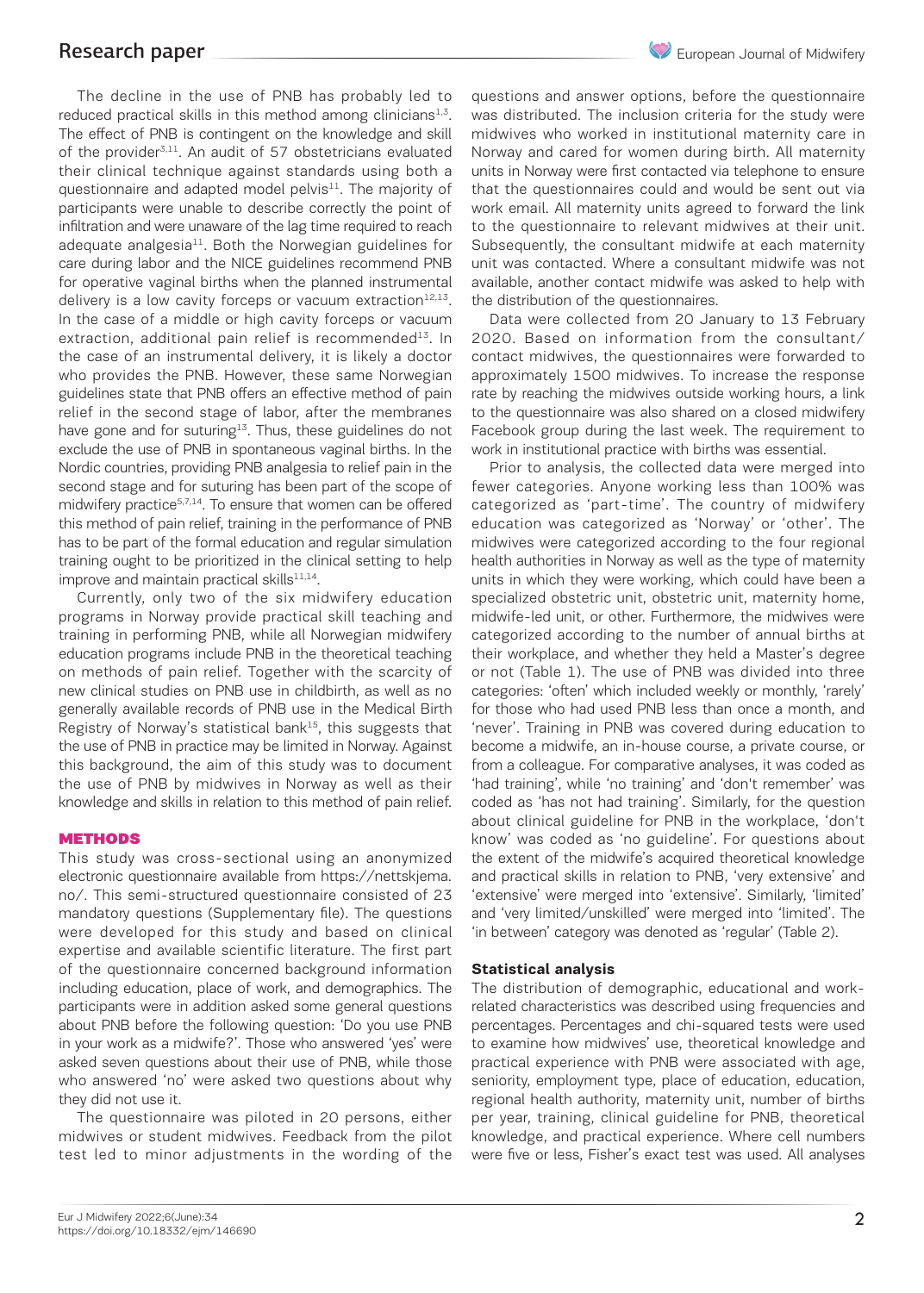The decline in the use of PNB has probably led to reduced practical skills in this method among clinicians[1,3]. The effect of PNB is contingent on the knowledge and skill of the provider[3,11]. An audit of 57 obstetricians evaluated their clinical technique against standards using both a questionnaire and adapted model pelvis[11]. The majority of participants were unable to describe correctly the point of infiltration and were unaware of the lag time required to reach adequate analgesia[11]. Both the Norwegian guidelines for care during labor and the NICE guidelines recommend PNB for operative vaginal births when the planned instrumental delivery is a low cavity forceps or vacuum extraction[12,13]. In the case of a middle or high cavity forceps or vacuum extraction, additional pain relief is recommended[13]. In the case of an instrumental delivery, it is likely a doctor who provides the PNB. However, these same Norwegian guidelines state that PNB offers an effective method of pain relief in the second stage of labor, after the membranes have gone and for suturing[13]. Thus, these guidelines do not exclude the use of PNB in spontaneous vaginal births. In the Nordic countries, providing PNB analgesia to relief pain in the second stage and for suturing has been part of the scope of midwifery practice[5,7,14]. To ensure that women can be offered this method of pain relief, training in the performance of PNB has to be part of the formal education and regular simulation training ought to be prioritized in the clinical setting to help improve and maintain practical skills[11,14].

Currently, only two of the six midwifery education programs in Norway provide practical skill teaching and training in performing PNB, while all Norwegian midwifery education programs include PNB in the theoretical teaching on methods of pain relief. Together with the scarcity of new clinical studies on PNB use in childbirth, as well as no generally available records of PNB use in the Medical Birth Registry of Norway's statistical bank[15], this suggests that the use of PNB in practice may be limited in Norway. Against this background, the aim of this study was to document the use of PNB by midwives in Norway as well as their knowledge and skills in relation to this method of pain relief.

## METHODS

This study was cross-sectional using an anonymized electronic questionnaire available from https://nettskjema.no/. This semi-structured questionnaire consisted of 23 mandatory questions (Supplementary file). The questions were developed for this study and based on clinical expertise and available scientific literature. The first part of the questionnaire concerned background information including education, place of work, and demographics. The participants were in addition asked some general questions about PNB before the following question: 'Do you use PNB in your work as a midwife?'. Those who answered 'yes' were asked seven questions about their use of PNB, while those who answered 'no' were asked two questions about why they did not use it.

The questionnaire was piloted in 20 persons, either midwives or student midwives. Feedback from the pilot test led to minor adjustments in the wording of the questions and answer options, before the questionnaire was distributed. The inclusion criteria for the study were midwives who worked in institutional maternity care in Norway and cared for women during birth. All maternity units in Norway were first contacted via telephone to ensure that the questionnaires could and would be sent out via work email. All maternity units agreed to forward the link to the questionnaire to relevant midwives at their unit. Subsequently, the consultant midwife at each maternity unit was contacted. Where a consultant midwife was not available, another contact midwife was asked to help with the distribution of the questionnaires.

Data were collected from 20 January to 13 February 2020. Based on information from the consultant/contact midwives, the questionnaires were forwarded to approximately 1500 midwives. To increase the response rate by reaching the midwives outside working hours, a link to the questionnaire was also shared on a closed midwifery Facebook group during the last week. The requirement to work in institutional practice with births was essential.

Prior to analysis, the collected data were merged into fewer categories. Anyone working less than 100% was categorized as 'part-time'. The country of midwifery education was categorized as 'Norway' or 'other'. The midwives were categorized according to the four regional health authorities in Norway as well as the type of maternity units in which they were working, which could have been a specialized obstetric unit, obstetric unit, maternity home, midwife-led unit, or other. Furthermore, the midwives were categorized according to the number of annual births at their workplace, and whether they held a Master's degree or not (Table 1). The use of PNB was divided into three categories: 'often' which included weekly or monthly, 'rarely' for those who had used PNB less than once a month, and 'never'. Training in PNB was covered during education to become a midwife, an in-house course, a private course, or from a colleague. For comparative analyses, it was coded as 'had training', while 'no training' and 'don't remember' was coded as 'has not had training'. Similarly, for the question about clinical guideline for PNB in the workplace, 'don't know' was coded as 'no guideline'. For questions about the extent of the midwife's acquired theoretical knowledge and practical skills in relation to PNB, 'very extensive' and 'extensive' were merged into 'extensive'. Similarly, 'limited' and 'very limited/unskilled' were merged into 'limited'. The 'in between' category was denoted as 'regular' (Table 2).

### Statistical analysis

The distribution of demographic, educational and work-related characteristics was described using frequencies and percentages. Percentages and chi-squared tests were used to examine how midwives' use, theoretical knowledge and practical experience with PNB were associated with age, seniority, employment type, place of education, education, regional health authority, maternity unit, number of births per year, training, clinical guideline for PNB, theoretical knowledge, and practical experience. Where cell numbers were five or less, Fisher's exact test was used. All analyses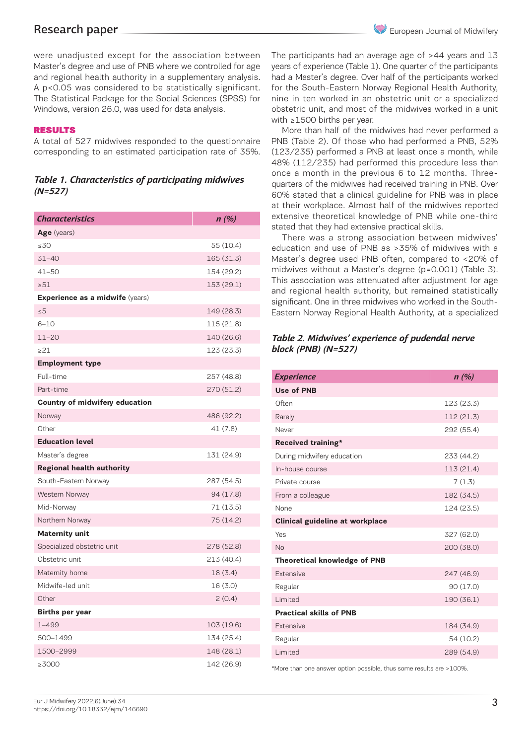were unadjusted except for the association between Master's degree and use of PNB where we controlled for age and regional health authority in a supplementary analysis. A $p<0.05$ was considered to be statistically significant. The Statistical Package for the Social Sciences (SPSS) for Windows, version 26.0, was used for data analysis.

## RESULTS

A total of 527 midwives responded to the questionnaire corresponding to an estimated participation rate of 35%.

*Table 1. Characteristics of participating midwives (N=527)*

| Characteristics | n (%) |
|---|---|
| **Age** (years) | |
| ≤30 | 55 (10.4) |
| 31–40 | 165 (31.3) |
| 41–50 | 154 (29.2) |
| ≥51 | 153 (29.1) |
| **Experience as a midwife** (years) | |
| ≤5 | 149 (28.3) |
| 6–10 | 115 (21.8) |
| 11–20 | 140 (26.6) |
| ≥21 | 123 (23.3) |
| **Employment type** | |
| Full-time | 257 (48.8) |
| Part-time | 270 (51.2) |
| **Country of midwifery education** | |
| Norway | 486 (92.2) |
| Other | 41 (7.8) |
| **Education level** | |
| Master's degree | 131 (24.9) |
| **Regional health authority** | |
| South-Eastern Norway | 287 (54.5) |
| Western Norway | 94 (17.8) |
| Mid-Norway | 71 (13.5) |
| Northern Norway | 75 (14.2) |
| **Maternity unit** | |
| Specialized obstetric unit | 278 (52.8) |
| Obstetric unit | 213 (40.4) |
| Maternity home | 18 (3.4) |
| Midwife-led unit | 16 (3.0) |
| Other | 2 (0.4) |
| **Births per year** | |
| 1–499 | 103 (19.6) |
| 500–1499 | 134 (25.4) |
| 1500–2999 | 148 (28.1) |
| ≥3000 | 142 (26.9) |

The participants had an average age of >44 years and 13 years of experience (Table 1). One quarter of the participants had a Master's degree. Over half of the participants worked for the South-Eastern Norway Regional Health Authority, nine in ten worked in an obstetric unit or a specialized obstetric unit, and most of the midwives worked in a unit with ≥1500 births per year.

More than half of the midwives had never performed a PNB (Table 2). Of those who had performed a PNB, 52% (123/235) performed a PNB at least once a month, while 48% (112/235) had performed this procedure less than once a month in the previous 6 to 12 months. Three-quarters of the midwives had received training in PNB. Over 60% stated that a clinical guideline for PNB was in place at their workplace. Almost half of the midwives reported extensive theoretical knowledge of PNB while one-third stated that they had extensive practical skills.

There was a strong association between midwives' education and use of PNB as >35% of midwives with a Master's degree used PNB often, compared to <20% of midwives without a Master's degree ($p=0.001$) (Table 3). This association was attenuated after adjustment for age and regional health authority, but remained statistically significant. One in three midwives who worked in the South-Eastern Norway Regional Health Authority, at a specialized

*Table 2. Midwives' experience of pudendal nerve block (PNB) (N=527)*

| Experience | n (%) |
|---|---|
| **Use of PNB** | |
| Often | 123 (23.3) |
| Rarely | 112 (21.3) |
| Never | 292 (55.4) |
| **Received training*** | |
| During midwifery education | 233 (44.2) |
| In-house course | 113 (21.4) |
| Private course | 7 (1.3) |
| From a colleague | 182 (34.5) |
| None | 124 (23.5) |
| **Clinical guideline at workplace** | |
| Yes | 327 (62.0) |
| No | 200 (38.0) |
| **Theoretical knowledge of PNB** | |
| Extensive | 247 (46.9) |
| Regular | 90 (17.0) |
| Limited | 190 (36.1) |
| **Practical skills of PNB** | |
| Extensive | 184 (34.9) |
| Regular | 54 (10.2) |
| Limited | 289 (54.9) |

*More than one answer option possible, thus some results are >100%.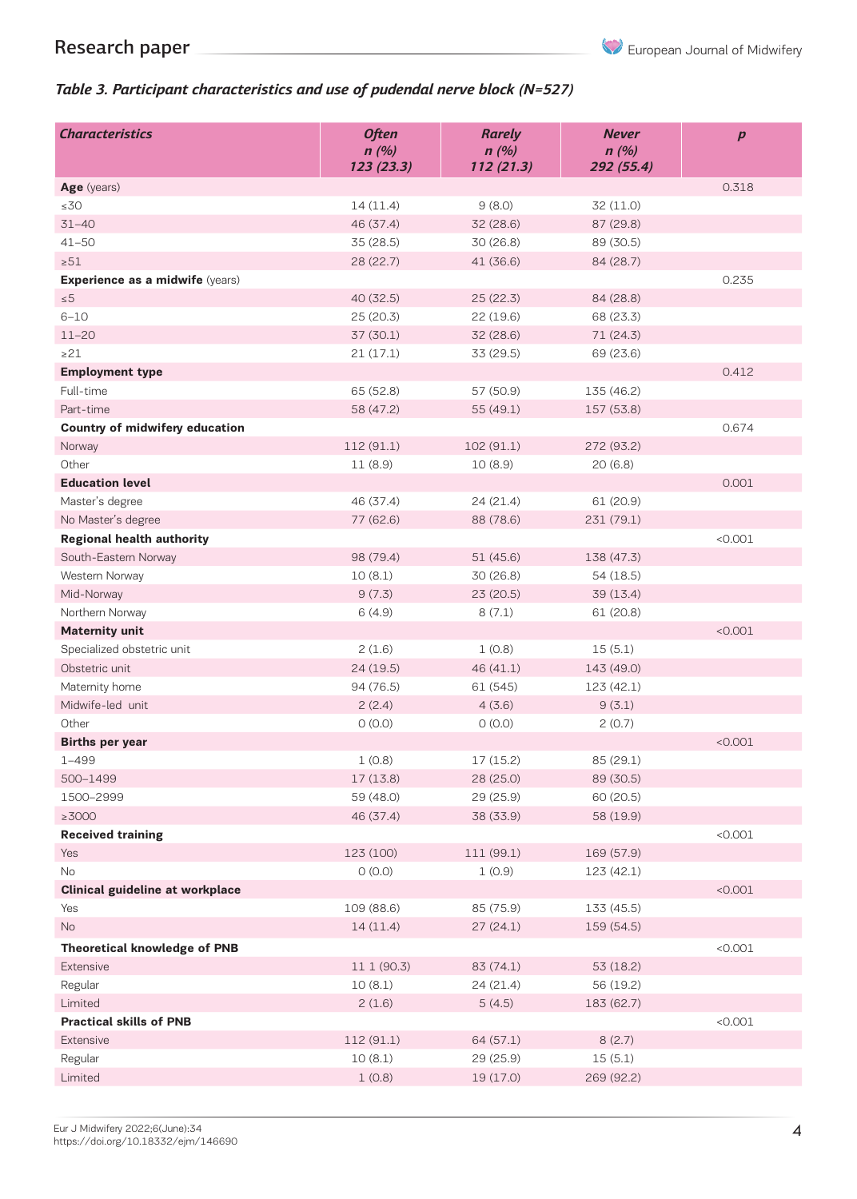***Table 3. Participant characteristics and use of pudendal nerve block (N=527)***

| *Characteristics* | *Often n (%) 123 (23.3)* | *Rarely n (%) 112 (21.3)* | *Never n (%) 292 (55.4)* | *p* |
|---|---|---|---|---|
| **Age** (years) | | | | 0.318 |
| ≤30 | 14 (11.4) | 9 (8.0) | 32 (11.0) | |
| 31–40 | 46 (37.4) | 32 (28.6) | 87 (29.8) | |
| 41–50 | 35 (28.5) | 30 (26.8) | 89 (30.5) | |
| ≥51 | 28 (22.7) | 41 (36.6) | 84 (28.7) | |
| **Experience as a midwife** (years) | | | | 0.235 |
| ≤5 | 40 (32.5) | 25 (22.3) | 84 (28.8) | |
| 6–10 | 25 (20.3) | 22 (19.6) | 68 (23.3) | |
| 11–20 | 37 (30.1) | 32 (28.6) | 71 (24.3) | |
| ≥21 | 21 (17.1) | 33 (29.5) | 69 (23.6) | |
| **Employment type** | | | | 0.412 |
| Full-time | 65 (52.8) | 57 (50.9) | 135 (46.2) | |
| Part-time | 58 (47.2) | 55 (49.1) | 157 (53.8) | |
| **Country of midwifery education** | | | | 0.674 |
| Norway | 112 (91.1) | 102 (91.1) | 272 (93.2) | |
| Other | 11 (8.9) | 10 (8.9) | 20 (6.8) | |
| **Education level** | | | | 0.001 |
| Master's degree | 46 (37.4) | 24 (21.4) | 61 (20.9) | |
| No Master's degree | 77 (62.6) | 88 (78.6) | 231 (79.1) | |
| **Regional health authority** | | | | <0.001 |
| South-Eastern Norway | 98 (79.4) | 51 (45.6) | 138 (47.3) | |
| Western Norway | 10 (8.1) | 30 (26.8) | 54 (18.5) | |
| Mid-Norway | 9 (7.3) | 23 (20.5) | 39 (13.4) | |
| Northern Norway | 6 (4.9) | 8 (7.1) | 61 (20.8) | |
| **Maternity unit** | | | | <0.001 |
| Specialized obstetric unit | 2 (1.6) | 1 (0.8) | 15 (5.1) | |
| Obstetric unit | 24 (19.5) | 46 (41.1) | 143 (49.0) | |
| Maternity home | 94 (76.5) | 61 (545) | 123 (42.1) | |
| Midwife-led unit | 2 (2.4) | 4 (3.6) | 9 (3.1) | |
| Other | 0 (0.0) | 0 (0.0) | 2 (0.7) | |
| **Births per year** | | | | <0.001 |
| 1–499 | 1 (0.8) | 17 (15.2) | 85 (29.1) | |
| 500–1499 | 17 (13.8) | 28 (25.0) | 89 (30.5) | |
| 1500–2999 | 59 (48.0) | 29 (25.9) | 60 (20.5) | |
| ≥3000 | 46 (37.4) | 38 (33.9) | 58 (19.9) | |
| **Received training** | | | | <0.001 |
| Yes | 123 (100) | 111 (99.1) | 169 (57.9) | |
| No | 0 (0.0) | 1 (0.9) | 123 (42.1) | |
| **Clinical guideline at workplace** | | | | <0.001 |
| Yes | 109 (88.6) | 85 (75.9) | 133 (45.5) | |
| No | 14 (11.4) | 27 (24.1) | 159 (54.5) | |
| **Theoretical knowledge of PNB** | | | | <0.001 |
| Extensive | 11 1 (90.3) | 83 (74.1) | 53 (18.2) | |
| Regular | 10 (8.1) | 24 (21.4) | 56 (19.2) | |
| Limited | 2 (1.6) | 5 (4.5) | 183 (62.7) | |
| **Practical skills of PNB** | | | | <0.001 |
| Extensive | 112 (91.1) | 64 (57.1) | 8 (2.7) | |
| Regular | 10 (8.1) | 29 (25.9) | 15 (5.1) | |
| Limited | 1 (0.8) | 19 (17.0) | 269 (92.2) | |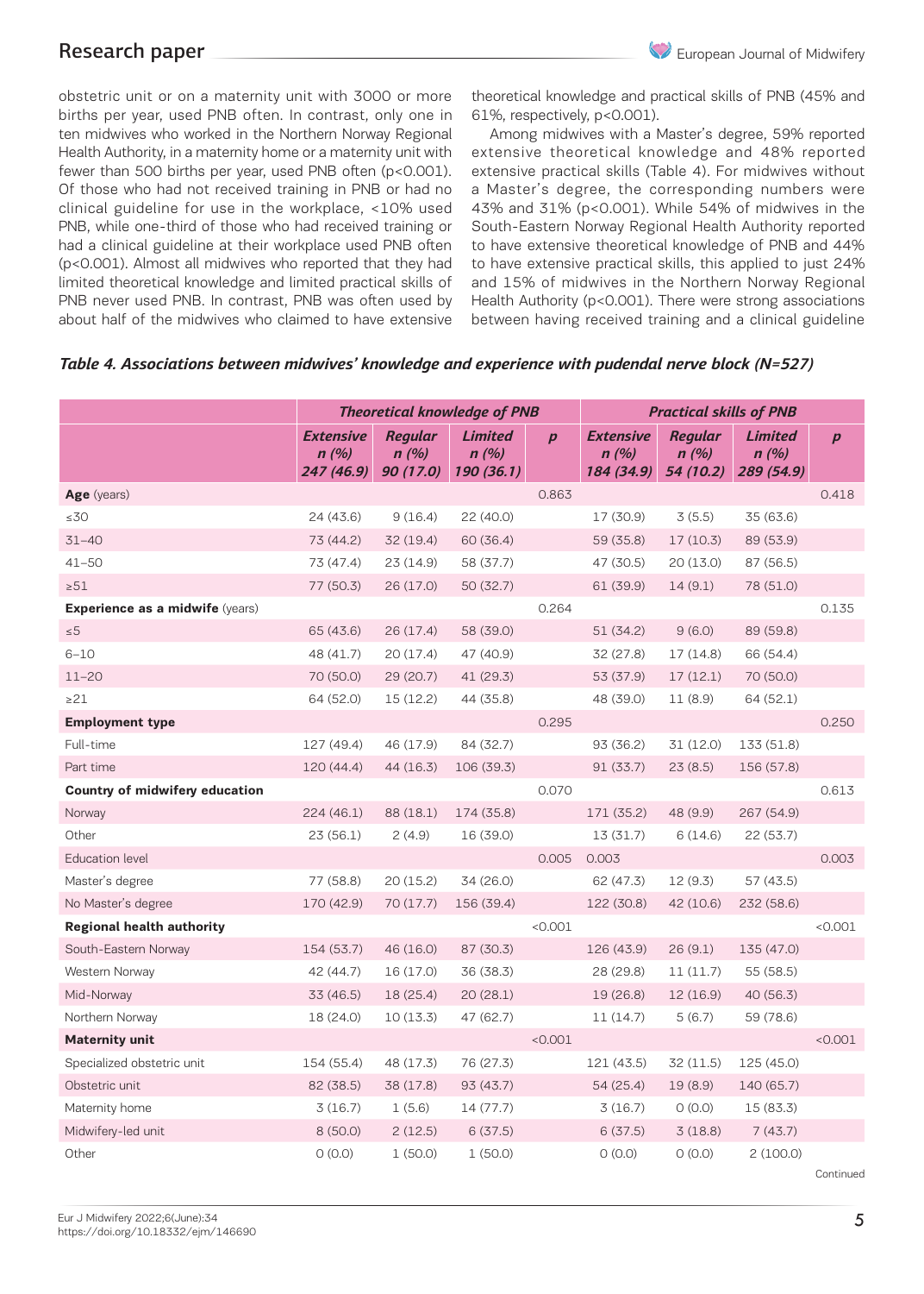obstetric unit or on a maternity unit with 3000 or more births per year, used PNB often. In contrast, only one in ten midwives who worked in the Northern Norway Regional Health Authority, in a maternity home or a maternity unit with fewer than 500 births per year, used PNB often (p<0.001). Of those who had not received training in PNB or had no clinical guideline for use in the workplace, <10% used PNB, while one-third of those who had received training or had a clinical guideline at their workplace used PNB often (p<0.001). Almost all midwives who reported that they had limited theoretical knowledge and limited practical skills of PNB never used PNB. In contrast, PNB was often used by about half of the midwives who claimed to have extensive theoretical knowledge and practical skills of PNB (45% and 61%, respectively, p<0.001).

Among midwives with a Master's degree, 59% reported extensive theoretical knowledge and 48% reported extensive practical skills (Table 4). For midwives without a Master's degree, the corresponding numbers were 43% and 31% (p<0.001). While 54% of midwives in the South-Eastern Norway Regional Health Authority reported to have extensive theoretical knowledge of PNB and 44% to have extensive practical skills, this applied to just 24% and 15% of midwives in the Northern Norway Regional Health Authority (p<0.001). There were strong associations between having received training and a clinical guideline

***Table 4. Associations between midwives' knowledge and experience with pudendal nerve block (N=527)***

| | ***Theoretical knowledge of PNB*** | | | | ***Practical skills of PNB*** | | | |
|---|---|---|---|---|---|---|---|---|
| | ***Extensive n (%) 247 (46.9)*** | ***Regular n (%) 90 (17.0)*** | ***Limited n (%) 190 (36.1)*** | ***p*** | ***Extensive n (%) 184 (34.9)*** | ***Regular n (%) 54 (10.2)*** | ***Limited n (%) 289 (54.9)*** | ***p*** |
| **Age** (years) | | | | 0.863 | | | | 0.418 |
| ≤30 | 24 (43.6) | 9 (16.4) | 22 (40.0) | | 17 (30.9) | 3 (5.5) | 35 (63.6) | |
| 31–40 | 73 (44.2) | 32 (19.4) | 60 (36.4) | | 59 (35.8) | 17 (10.3) | 89 (53.9) | |
| 41–50 | 73 (47.4) | 23 (14.9) | 58 (37.7) | | 47 (30.5) | 20 (13.0) | 87 (56.5) | |
| ≥51 | 77 (50.3) | 26 (17.0) | 50 (32.7) | | 61 (39.9) | 14 (9.1) | 78 (51.0) | |
| **Experience as a midwife** (years) | | | | 0.264 | | | | 0.135 |
| ≤5 | 65 (43.6) | 26 (17.4) | 58 (39.0) | | 51 (34.2) | 9 (6.0) | 89 (59.8) | |
| 6–10 | 48 (41.7) | 20 (17.4) | 47 (40.9) | | 32 (27.8) | 17 (14.8) | 66 (54.4) | |
| 11–20 | 70 (50.0) | 29 (20.7) | 41 (29.3) | | 53 (37.9) | 17 (12.1) | 70 (50.0) | |
| ≥21 | 64 (52.0) | 15 (12.2) | 44 (35.8) | | 48 (39.0) | 11 (8.9) | 64 (52.1) | |
| **Employment type** | | | | 0.295 | | | | 0.250 |
| Full-time | 127 (49.4) | 46 (17.9) | 84 (32.7) | | 93 (36.2) | 31 (12.0) | 133 (51.8) | |
| Part time | 120 (44.4) | 44 (16.3) | 106 (39.3) | | 91 (33.7) | 23 (8.5) | 156 (57.8) | |
| **Country of midwifery education** | | | | 0.070 | | | | 0.613 |
| Norway | 224 (46.1) | 88 (18.1) | 174 (35.8) | | 171 (35.2) | 48 (9.9) | 267 (54.9) | |
| Other | 23 (56.1) | 2 (4.9) | 16 (39.0) | | 13 (31.7) | 6 (14.6) | 22 (53.7) | |
| Education level | | | | 0.005 | 0.003 | | | 0.003 |
| Master's degree | 77 (58.8) | 20 (15.2) | 34 (26.0) | | 62 (47.3) | 12 (9.3) | 57 (43.5) | |
| No Master's degree | 170 (42.9) | 70 (17.7) | 156 (39.4) | | 122 (30.8) | 42 (10.6) | 232 (58.6) | |
| **Regional health authority** | | | | <0.001 | | | | <0.001 |
| South-Eastern Norway | 154 (53.7) | 46 (16.0) | 87 (30.3) | | 126 (43.9) | 26 (9.1) | 135 (47.0) | |
| Western Norway | 42 (44.7) | 16 (17.0) | 36 (38.3) | | 28 (29.8) | 11 (11.7) | 55 (58.5) | |
| Mid-Norway | 33 (46.5) | 18 (25.4) | 20 (28.1) | | 19 (26.8) | 12 (16.9) | 40 (56.3) | |
| Northern Norway | 18 (24.0) | 10 (13.3) | 47 (62.7) | | 11 (14.7) | 5 (6.7) | 59 (78.6) | |
| **Maternity unit** | | | | <0.001 | | | | <0.001 |
| Specialized obstetric unit | 154 (55.4) | 48 (17.3) | 76 (27.3) | | 121 (43.5) | 32 (11.5) | 125 (45.0) | |
| Obstetric unit | 82 (38.5) | 38 (17.8) | 93 (43.7) | | 54 (25.4) | 19 (8.9) | 140 (65.7) | |
| Maternity home | 3 (16.7) | 1 (5.6) | 14 (77.7) | | 3 (16.7) | 0 (0.0) | 15 (83.3) | |
| Midwifery-led unit | 8 (50.0) | 2 (12.5) | 6 (37.5) | | 6 (37.5) | 3 (18.8) | 7 (43.7) | |
| Other | 0 (0.0) | 1 (50.0) | 1 (50.0) | | 0 (0.0) | 0 (0.0) | 2 (100.0) | |

Continued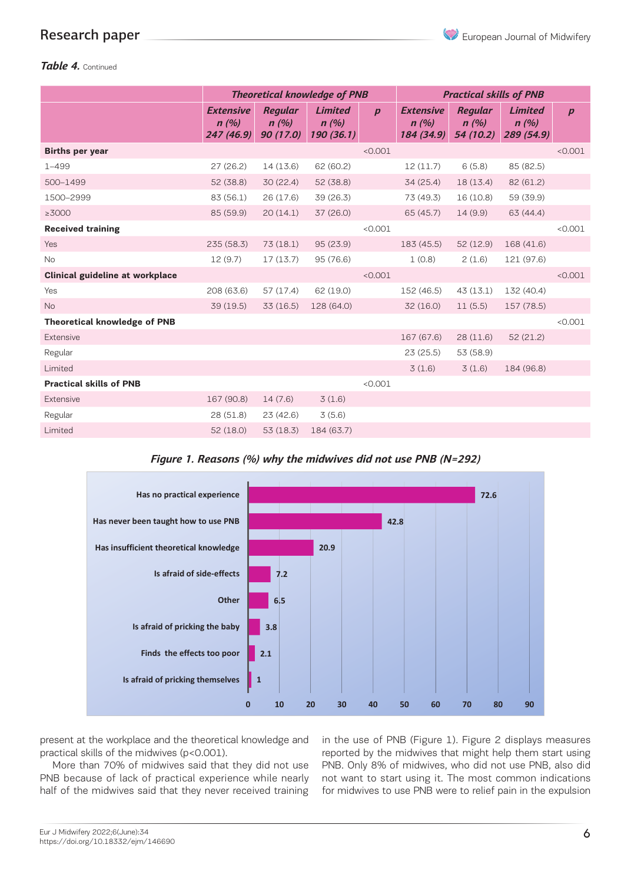*Table 4.* Continued

| | Theoretical knowledge of PNB | | | | Practical skills of PNB | | | |
|---|---|---|---|---|---|---|---|---|
| | *Extensive n (%) 247 (46.9)* | *Regular n (%) 90 (17.0)* | *Limited n (%) 190 (36.1)* | *p* | *Extensive n (%) 184 (34.9)* | *Regular n (%) 54 (10.2)* | *Limited n (%) 289 (54.9)* | *p* |
| **Births per year** | | | | <0.001 | | | | <0.001 |
| 1–499 | 27 (26.2) | 14 (13.6) | 62 (60.2) | | 12 (11.7) | 6 (5.8) | 85 (82.5) | |
| 500–1499 | 52 (38.8) | 30 (22.4) | 52 (38.8) | | 34 (25.4) | 18 (13.4) | 82 (61.2) | |
| 1500–2999 | 83 (56.1) | 26 (17.6) | 39 (26.3) | | 73 (49.3) | 16 (10.8) | 59 (39.9) | |
| ≥3000 | 85 (59.9) | 20 (14.1) | 37 (26.0) | | 65 (45.7) | 14 (9.9) | 63 (44.4) | |
| **Received training** | | | | <0.001 | | | | <0.001 |
| Yes | 235 (58.3) | 73 (18.1) | 95 (23.9) | | 183 (45.5) | 52 (12.9) | 168 (41.6) | |
| No | 12 (9.7) | 17 (13.7) | 95 (76.6) | | 1 (0.8) | 2 (1.6) | 121 (97.6) | |
| **Clinical guideline at workplace** | | | | <0.001 | | | | <0.001 |
| Yes | 208 (63.6) | 57 (17.4) | 62 (19.0) | | 152 (46.5) | 43 (13.1) | 132 (40.4) | |
| No | 39 (19.5) | 33 (16.5) | 128 (64.0) | | 32 (16.0) | 11 (5.5) | 157 (78.5) | |
| **Theoretical knowledge of PNB** | | | | | | | | <0.001 |
| Extensive | | | | | 167 (67.6) | 28 (11.6) | 52 (21.2) | |
| Regular | | | | | 23 (25.5) | 53 (58.9) | | |
| Limited | | | | | 3 (1.6) | 3 (1.6) | 184 (96.8) | |
| **Practical skills of PNB** | | | | <0.001 | | | | |
| Extensive | 167 (90.8) | 14 (7.6) | 3 (1.6) | | | | | |
| Regular | 28 (51.8) | 23 (42.6) | 3 (5.6) | | | | | |
| Limited | 52 (18.0) | 53 (18.3) | 184 (63.7) | | | | | |

***Figure 1. Reasons (%) why the midwives did not use PNB (N=292)***

| Reason | % |
|---|---|
| Has no practical experience | 72.6 |
| Has never been taught how to use PNB | 42.8 |
| Has insufficient theoretical knowledge | 20.9 |
| Is afraid of side-effects | 7.2 |
| Other | 6.5 |
| Is afraid of pricking the baby | 3.8 |
| Finds the effects too poor | 2.1 |
| Is afraid of pricking themselves | 1 |

present at the workplace and the theoretical knowledge and practical skills of the midwives (p<0.001).

More than 70% of midwives said that they did not use PNB because of lack of practical experience while nearly half of the midwives said that they never received training in the use of PNB (Figure 1). Figure 2 displays measures reported by the midwives that might help them start using PNB. Only 8% of midwives, who did not use PNB, also did not want to start using it. The most common indications for midwives to use PNB were to relief pain in the expulsion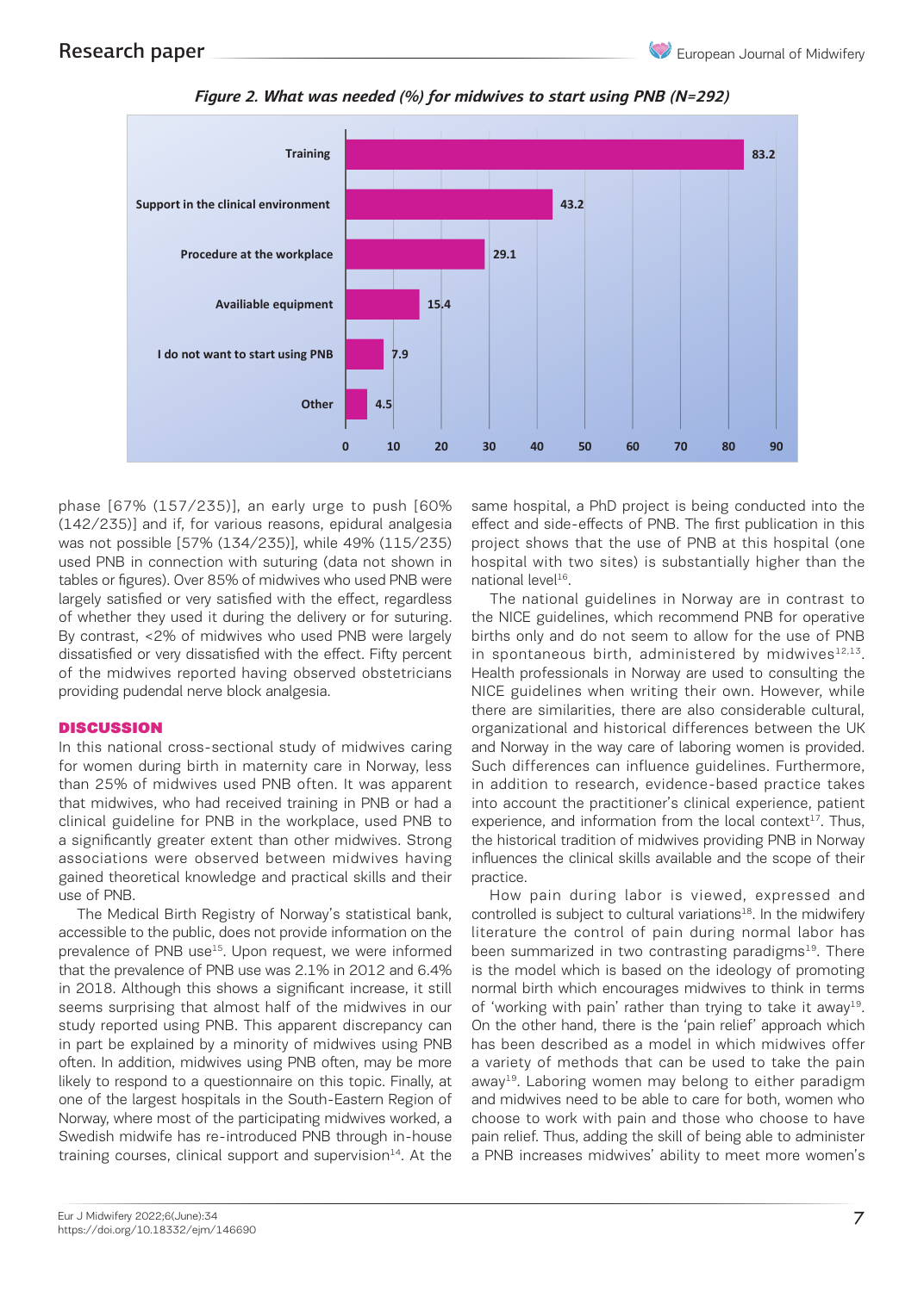*Figure 2. What was needed (%) for midwives to start using PNB (N=292)*

| What was needed | % |
|---|---|
| Training | 83.2 |
| Support in the clinical environment | 43.2 |
| Procedure at the workplace | 29.1 |
| Availiable equipment | 15.4 |
| I do not want to start using PNB | 7.9 |
| Other | 4.5 |

phase [67% (157/235)], an early urge to push [60% (142/235)] and if, for various reasons, epidural analgesia was not possible [57% (134/235)], while 49% (115/235) used PNB in connection with suturing (data not shown in tables or figures). Over 85% of midwives who used PNB were largely satisfied or very satisfied with the effect, regardless of whether they used it during the delivery or for suturing. By contrast, <2% of midwives who used PNB were largely dissatisfied or very dissatisfied with the effect. Fifty percent of the midwives reported having observed obstetricians providing pudendal nerve block analgesia.

## DISCUSSION

In this national cross-sectional study of midwives caring for women during birth in maternity care in Norway, less than 25% of midwives used PNB often. It was apparent that midwives, who had received training in PNB or had a clinical guideline for PNB in the workplace, used PNB to a significantly greater extent than other midwives. Strong associations were observed between midwives having gained theoretical knowledge and practical skills and their use of PNB.

The Medical Birth Registry of Norway's statistical bank, accessible to the public, does not provide information on the prevalence of PNB use[15]. Upon request, we were informed that the prevalence of PNB use was 2.1% in 2012 and 6.4% in 2018. Although this shows a significant increase, it still seems surprising that almost half of the midwives in our study reported using PNB. This apparent discrepancy can in part be explained by a minority of midwives using PNB often. In addition, midwives using PNB often, may be more likely to respond to a questionnaire on this topic. Finally, at one of the largest hospitals in the South-Eastern Region of Norway, where most of the participating midwives worked, a Swedish midwife has re-introduced PNB through in-house training courses, clinical support and supervision[14]. At the same hospital, a PhD project is being conducted into the effect and side-effects of PNB. The first publication in this project shows that the use of PNB at this hospital (one hospital with two sites) is substantially higher than the national level[16].

The national guidelines in Norway are in contrast to the NICE guidelines, which recommend PNB for operative births only and do not seem to allow for the use of PNB in spontaneous birth, administered by midwives[12,13]. Health professionals in Norway are used to consulting the NICE guidelines when writing their own. However, while there are similarities, there are also considerable cultural, organizational and historical differences between the UK and Norway in the way care of laboring women is provided. Such differences can influence guidelines. Furthermore, in addition to research, evidence-based practice takes into account the practitioner's clinical experience, patient experience, and information from the local context[17]. Thus, the historical tradition of midwives providing PNB in Norway influences the clinical skills available and the scope of their practice.

How pain during labor is viewed, expressed and controlled is subject to cultural variations[18]. In the midwifery literature the control of pain during normal labor has been summarized in two contrasting paradigms[19]. There is the model which is based on the ideology of promoting normal birth which encourages midwives to think in terms of 'working with pain' rather than trying to take it away[19]. On the other hand, there is the 'pain relief' approach which has been described as a model in which midwives offer a variety of methods that can be used to take the pain away[19]. Laboring women may belong to either paradigm and midwives need to be able to care for both, women who choose to work with pain and those who choose to have pain relief. Thus, adding the skill of being able to administer a PNB increases midwives' ability to meet more women's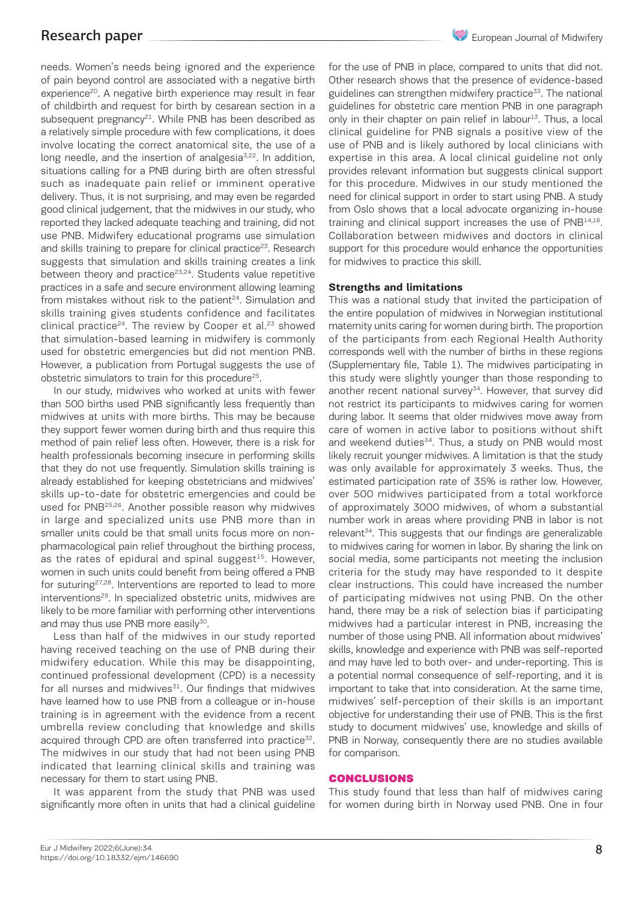needs. Women's needs being ignored and the experience of pain beyond control are associated with a negative birth experience[20]. A negative birth experience may result in fear of childbirth and request for birth by cesarean section in a subsequent pregnancy[21]. While PNB has been described as a relatively simple procedure with few complications, it does involve locating the correct anatomical site, the use of a long needle, and the insertion of analgesia[3,22]. In addition, situations calling for a PNB during birth are often stressful such as inadequate pain relief or imminent operative delivery. Thus, it is not surprising, and may even be regarded good clinical judgement, that the midwives in our study, who reported they lacked adequate teaching and training, did not use PNB. Midwifery educational programs use simulation and skills training to prepare for clinical practice[23]. Research suggests that simulation and skills training creates a link between theory and practice[23,24]. Students value repetitive practices in a safe and secure environment allowing learning from mistakes without risk to the patient[24]. Simulation and skills training gives students confidence and facilitates clinical practice[24]. The review by Cooper et al.[23] showed that simulation-based learning in midwifery is commonly used for obstetric emergencies but did not mention PNB. However, a publication from Portugal suggests the use of obstetric simulators to train for this procedure[25].

In our study, midwives who worked at units with fewer than 500 births used PNB significantly less frequently than midwives at units with more births. This may be because they support fewer women during birth and thus require this method of pain relief less often. However, there is a risk for health professionals becoming insecure in performing skills that they do not use frequently. Simulation skills training is already established for keeping obstetricians and midwives' skills up-to-date for obstetric emergencies and could be used for PNB[25,26]. Another possible reason why midwives in large and specialized units use PNB more than in smaller units could be that small units focus more on non-pharmacological pain relief throughout the birthing process, as the rates of epidural and spinal suggest[15]. However, women in such units could benefit from being offered a PNB for suturing[27,28]. Interventions are reported to lead to more interventions[29]. In specialized obstetric units, midwives are likely to be more familiar with performing other interventions and may thus use PNB more easily[30].

Less than half of the midwives in our study reported having received teaching on the use of PNB during their midwifery education. While this may be disappointing, continued professional development (CPD) is a necessity for all nurses and midwives[31]. Our findings that midwives have learned how to use PNB from a colleague or in-house training is in agreement with the evidence from a recent umbrella review concluding that knowledge and skills acquired through CPD are often transferred into practice[32]. The midwives in our study that had not been using PNB indicated that learning clinical skills and training was necessary for them to start using PNB.

It was apparent from the study that PNB was used significantly more often in units that had a clinical guideline for the use of PNB in place, compared to units that did not. Other research shows that the presence of evidence-based guidelines can strengthen midwifery practice[33]. The national guidelines for obstetric care mention PNB in one paragraph only in their chapter on pain relief in labour[13]. Thus, a local clinical guideline for PNB signals a positive view of the use of PNB and is likely authored by local clinicians with expertise in this area. A local clinical guideline not only provides relevant information but suggests clinical support for this procedure. Midwives in our study mentioned the need for clinical support in order to start using PNB. A study from Oslo shows that a local advocate organizing in-house training and clinical support increases the use of PNB[14,16]. Collaboration between midwives and doctors in clinical support for this procedure would enhance the opportunities for midwives to practice this skill.

### Strengths and limitations

This was a national study that invited the participation of the entire population of midwives in Norwegian institutional maternity units caring for women during birth. The proportion of the participants from each Regional Health Authority corresponds well with the number of births in these regions (Supplementary file, Table 1). The midwives participating in this study were slightly younger than those responding to another recent national survey[34]. However, that survey did not restrict its participants to midwives caring for women during labor. It seems that older midwives move away from care of women in active labor to positions without shift and weekend duties[34]. Thus, a study on PNB would most likely recruit younger midwives. A limitation is that the study was only available for approximately 3 weeks. Thus, the estimated participation rate of 35% is rather low. However, over 500 midwives participated from a total workforce of approximately 3000 midwives, of whom a substantial number work in areas where providing PNB in labor is not relevant[34]. This suggests that our findings are generalizable to midwives caring for women in labor. By sharing the link on social media, some participants not meeting the inclusion criteria for the study may have responded to it despite clear instructions. This could have increased the number of participating midwives not using PNB. On the other hand, there may be a risk of selection bias if participating midwives had a particular interest in PNB, increasing the number of those using PNB. All information about midwives' skills, knowledge and experience with PNB was self-reported and may have led to both over- and under-reporting. This is a potential normal consequence of self-reporting, and it is important to take that into consideration. At the same time, midwives' self-perception of their skills is an important objective for understanding their use of PNB. This is the first study to document midwives' use, knowledge and skills of PNB in Norway, consequently there are no studies available for comparison.

## CONCLUSIONS

This study found that less than half of midwives caring for women during birth in Norway used PNB. One in four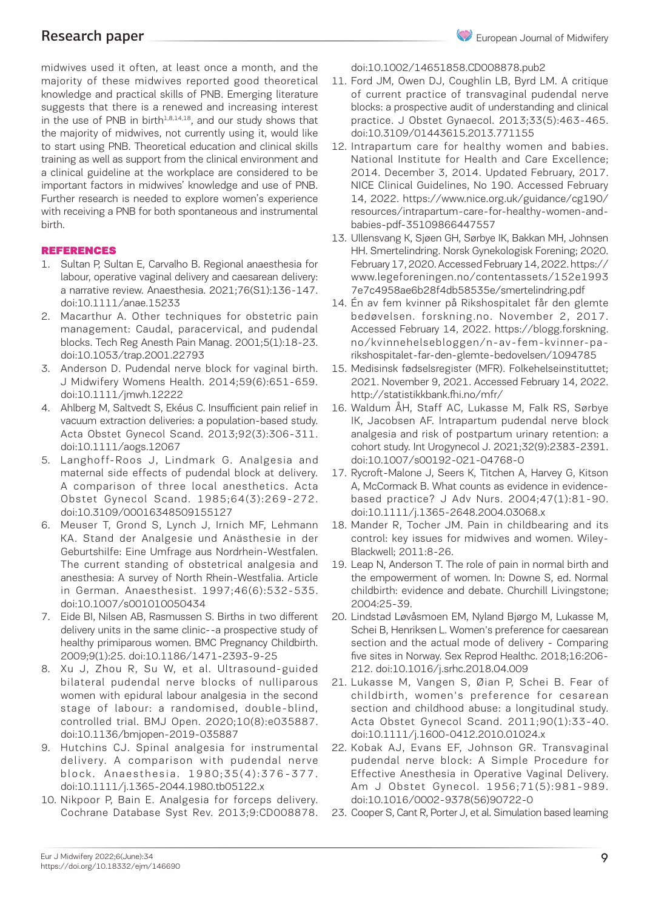midwives used it often, at least once a month, and the majority of these midwives reported good theoretical knowledge and practical skills of PNB. Emerging literature suggests that there is a renewed and increasing interest in the use of PNB in birth[1,8,14,18], and our study shows that the majority of midwives, not currently using it, would like to start using PNB. Theoretical education and clinical skills training as well as support from the clinical environment and a clinical guideline at the workplace are considered to be important factors in midwives' knowledge and use of PNB. Further research is needed to explore women's experience with receiving a PNB for both spontaneous and instrumental birth.

## REFERENCES

1. Sultan P, Sultan E, Carvalho B. Regional anaesthesia for labour, operative vaginal delivery and caesarean delivery: a narrative review. Anaesthesia. 2021;76(S1):136-147. doi:10.1111/anae.15233
2. Macarthur A. Other techniques for obstetric pain management: Caudal, paracervical, and pudendal blocks. Tech Reg Anesth Pain Manag. 2001;5(1):18-23. doi:10.1053/trap.2001.22793
3. Anderson D. Pudendal nerve block for vaginal birth. J Midwifery Womens Health. 2014;59(6):651-659. doi:10.1111/jmwh.12222
4. Ahlberg M, Saltvedt S, Ekéus C. Insufficient pain relief in vacuum extraction deliveries: a population-based study. Acta Obstet Gynecol Scand. 2013;92(3):306-311. doi:10.1111/aogs.12067
5. Langhoff-Roos J, Lindmark G. Analgesia and maternal side effects of pudendal block at delivery. A comparison of three local anesthetics. Acta Obstet Gynecol Scand. 1985;64(3):269-272. doi:10.3109/00016348509155127
6. Meuser T, Grond S, Lynch J, Irnich MF, Lehmann KA. Stand der Analgesie und Anästhesie in der Geburtshilfe: Eine Umfrage aus Nordrhein-Westfalen. The current standing of obstetrical analgesia and anesthesia: A survey of North Rhein-Westfalia. Article in German. Anaesthesist. 1997;46(6):532-535. doi:10.1007/s001010050434
7. Eide BI, Nilsen AB, Rasmussen S. Births in two different delivery units in the same clinic--a prospective study of healthy primiparous women. BMC Pregnancy Childbirth. 2009;9(1):25. doi:10.1186/1471-2393-9-25
8. Xu J, Zhou R, Su W, et al. Ultrasound-guided bilateral pudendal nerve blocks of nulliparous women with epidural labour analgesia in the second stage of labour: a randomised, double-blind, controlled trial. BMJ Open. 2020;10(8):e035887. doi:10.1136/bmjopen-2019-035887
9. Hutchins CJ. Spinal analgesia for instrumental delivery. A comparison with pudendal nerve block. Anaesthesia. 1980;35(4):376-377. doi:10.1111/j.1365-2044.1980.tb05122.x
10. Nikpoor P, Bain E. Analgesia for forceps delivery. Cochrane Database Syst Rev. 2013;9:CD008878. doi:10.1002/14651858.CD008878.pub2
11. Ford JM, Owen DJ, Coughlin LB, Byrd LM. A critique of current practice of transvaginal pudendal nerve blocks: a prospective audit of understanding and clinical practice. J Obstet Gynaecol. 2013;33(5):463-465. doi:10.3109/01443615.2013.771155
12. Intrapartum care for healthy women and babies. National Institute for Health and Care Excellence; 2014. December 3, 2014. Updated February, 2017. NICE Clinical Guidelines, No 190. Accessed February 14, 2022. https://www.nice.org.uk/guidance/cg190/resources/intrapartum-care-for-healthy-women-and-babies-pdf-35109866447557
13. Ullensvang K, Sjøen GH, Sørbye IK, Bakkan MH, Johnsen HH. Smertelindring. Norsk Gynekologisk Forening; 2020. February 17, 2020. Accessed February 14, 2022. https://www.legeforeningen.no/contentassets/152e19937e7c4958ae6b28f4db58535e/smertelindring.pdf
14. Én av fem kvinner på Rikshospitalet får den glemte bedøvelsen. forskning.no. November 2, 2017. Accessed February 14, 2022. https://blogg.forskning.no/kvinnehelsebloggen/n-av-fem-kvinner-pa-rikshospitalet-far-den-glemte-bedovelsen/1094785
15. Medisinsk fødselsregister (MFR). Folkehelseinstituttet; 2021. November 9, 2021. Accessed February 14, 2022. http://statistikkbank.fhi.no/mfr/
16. Waldum ÅH, Staff AC, Lukasse M, Falk RS, Sørbye IK, Jacobsen AF. Intrapartum pudendal nerve block analgesia and risk of postpartum urinary retention: a cohort study. Int Urogynecol J. 2021;32(9):2383-2391. doi:10.1007/s00192-021-04768-0
17. Rycroft-Malone J, Seers K, Titchen A, Harvey G, Kitson A, McCormack B. What counts as evidence in evidence-based practice? J Adv Nurs. 2004;47(1):81-90. doi:10.1111/j.1365-2648.2004.03068.x
18. Mander R, Tocher JM. Pain in childbearing and its control: key issues for midwives and women. Wiley-Blackwell; 2011:8-26.
19. Leap N, Anderson T. The role of pain in normal birth and the empowerment of women. In: Downe S, ed. Normal childbirth: evidence and debate. Churchill Livingstone; 2004:25-39.
20. Lindstad Løvåsmoen EM, Nyland Bjørgo M, Lukasse M, Schei B, Henriksen L. Women's preference for caesarean section and the actual mode of delivery - Comparing five sites in Norway. Sex Reprod Healthc. 2018;16:206-212. doi:10.1016/j.srhc.2018.04.009
21. Lukasse M, Vangen S, Øian P, Schei B. Fear of childbirth, women's preference for cesarean section and childhood abuse: a longitudinal study. Acta Obstet Gynecol Scand. 2011;90(1):33-40. doi:10.1111/j.1600-0412.2010.01024.x
22. Kobak AJ, Evans EF, Johnson GR. Transvaginal pudendal nerve block: A Simple Procedure for Effective Anesthesia in Operative Vaginal Delivery. Am J Obstet Gynecol. 1956;71(5):981-989. doi:10.1016/0002-9378(56)90722-0
23. Cooper S, Cant R, Porter J, et al. Simulation based learning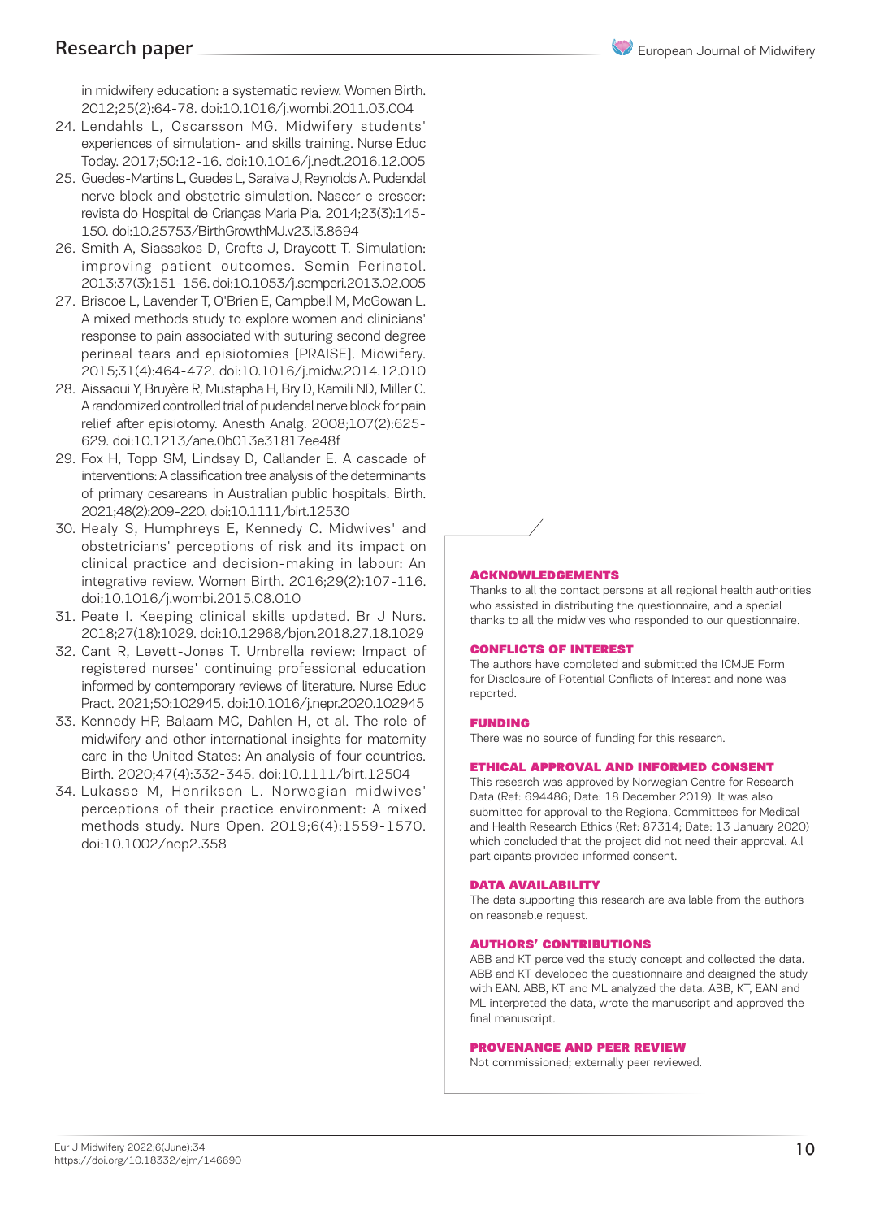in midwifery education: a systematic review. Women Birth. 2012;25(2):64-78. doi:10.1016/j.wombi.2011.03.004

24. Lendahls L, Oscarsson MG. Midwifery students' experiences of simulation- and skills training. Nurse Educ Today. 2017;50:12-16. doi:10.1016/j.nedt.2016.12.005
25. Guedes-Martins L, Guedes L, Saraiva J, Reynolds A. Pudendal nerve block and obstetric simulation. Nascer e crescer: revista do Hospital de Crianças Maria Pia. 2014;23(3):145-150. doi:10.25753/BirthGrowthMJ.v23.i3.8694
26. Smith A, Siassakos D, Crofts J, Draycott T. Simulation: improving patient outcomes. Semin Perinatol. 2013;37(3):151-156. doi:10.1053/j.semperi.2013.02.005
27. Briscoe L, Lavender T, O'Brien E, Campbell M, McGowan L. A mixed methods study to explore women and clinicians' response to pain associated with suturing second degree perineal tears and episiotomies [PRAISE]. Midwifery. 2015;31(4):464-472. doi:10.1016/j.midw.2014.12.010
28. Aissaoui Y, Bruyère R, Mustapha H, Bry D, Kamili ND, Miller C. A randomized controlled trial of pudendal nerve block for pain relief after episiotomy. Anesth Analg. 2008;107(2):625-629. doi:10.1213/ane.0b013e31817ee48f
29. Fox H, Topp SM, Lindsay D, Callander E. A cascade of interventions: A classification tree analysis of the determinants of primary cesareans in Australian public hospitals. Birth. 2021;48(2):209-220. doi:10.1111/birt.12530
30. Healy S, Humphreys E, Kennedy C. Midwives' and obstetricians' perceptions of risk and its impact on clinical practice and decision-making in labour: An integrative review. Women Birth. 2016;29(2):107-116. doi:10.1016/j.wombi.2015.08.010
31. Peate I. Keeping clinical skills updated. Br J Nurs. 2018;27(18):1029. doi:10.12968/bjon.2018.27.18.1029
32. Cant R, Levett-Jones T. Umbrella review: Impact of registered nurses' continuing professional education informed by contemporary reviews of literature. Nurse Educ Pract. 2021;50:102945. doi:10.1016/j.nepr.2020.102945
33. Kennedy HP, Balaam MC, Dahlen H, et al. The role of midwifery and other international insights for maternity care in the United States: An analysis of four countries. Birth. 2020;47(4):332-345. doi:10.1111/birt.12504
34. Lukasse M, Henriksen L. Norwegian midwives' perceptions of their practice environment: A mixed methods study. Nurs Open. 2019;6(4):1559-1570. doi:10.1002/nop2.358

### ACKNOWLEDGEMENTS

Thanks to all the contact persons at all regional health authorities who assisted in distributing the questionnaire, and a special thanks to all the midwives who responded to our questionnaire.

### CONFLICTS OF INTEREST

The authors have completed and submitted the ICMJE Form for Disclosure of Potential Conflicts of Interest and none was reported.

### FUNDING

There was no source of funding for this research.

### ETHICAL APPROVAL AND INFORMED CONSENT

This research was approved by Norwegian Centre for Research Data (Ref: 694486; Date: 18 December 2019). It was also submitted for approval to the Regional Committees for Medical and Health Research Ethics (Ref: 87314; Date: 13 January 2020) which concluded that the project did not need their approval. All participants provided informed consent.

### DATA AVAILABILITY

The data supporting this research are available from the authors on reasonable request.

### AUTHORS' CONTRIBUTIONS

ABB and KT perceived the study concept and collected the data. ABB and KT developed the questionnaire and designed the study with EAN. ABB, KT and ML analyzed the data. ABB, KT, EAN and ML interpreted the data, wrote the manuscript and approved the final manuscript.

### PROVENANCE AND PEER REVIEW

Not commissioned; externally peer reviewed.